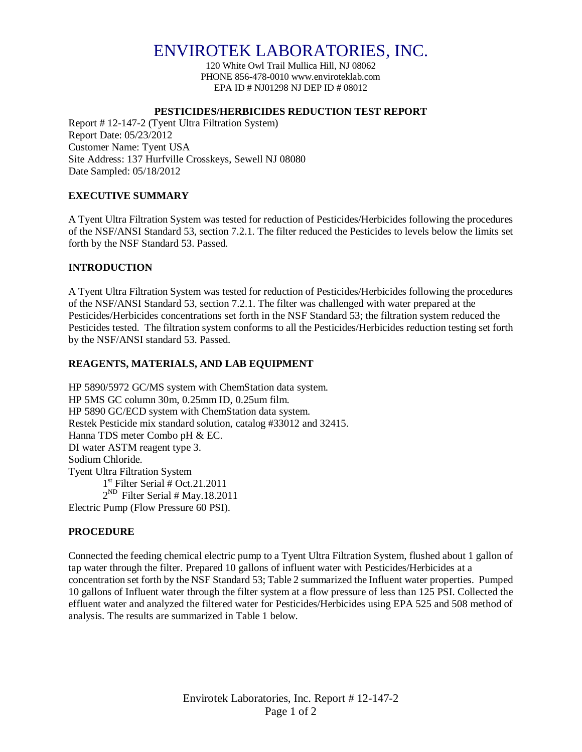# ENVIROTEK LABORATORIES, INC.

120 White Owl Trail Mullica Hill, NJ 08062
PHONE 856-478-0010 www.enviroteklab.com
EPA ID # NJ01298 NJ DEP ID # 08012

**PESTICIDES/HERBICIDES REDUCTION TEST REPORT**

Report # 12-147-2 (Tyent Ultra Filtration System)
Report Date: 05/23/2012
Customer Name: Tyent USA
Site Address: 137 Hurfville Crosskeys, Sewell NJ 08080
Date Sampled: 05/18/2012

## EXECUTIVE SUMMARY

A Tyent Ultra Filtration System was tested for reduction of Pesticides/Herbicides following the procedures of the NSF/ANSI Standard 53, section 7.2.1. The filter reduced the Pesticides to levels below the limits set forth by the NSF Standard 53. Passed.

## INTRODUCTION

A Tyent Ultra Filtration System was tested for reduction of Pesticides/Herbicides following the procedures of the NSF/ANSI Standard 53, section 7.2.1. The filter was challenged with water prepared at the Pesticides/Herbicides concentrations set forth in the NSF Standard 53; the filtration system reduced the Pesticides tested. The filtration system conforms to all the Pesticides/Herbicides reduction testing set forth by the NSF/ANSI standard 53. Passed.

## REAGENTS, MATERIALS, AND LAB EQUIPMENT

HP 5890/5972 GC/MS system with ChemStation data system.
HP 5MS GC column 30m, 0.25mm ID, 0.25um film.
HP 5890 GC/ECD system with ChemStation data system.
Restek Pesticide mix standard solution, catalog #33012 and 32415.
Hanna TDS meter Combo pH & EC.
DI water ASTM reagent type 3.
Sodium Chloride.
Tyent Ultra Filtration System
- 1st Filter Serial # Oct.21.2011
- 2ND Filter Serial # May.18.2011

Electric Pump (Flow Pressure 60 PSI).

## PROCEDURE

Connected the feeding chemical electric pump to a Tyent Ultra Filtration System, flushed about 1 gallon of tap water through the filter. Prepared 10 gallons of influent water with Pesticides/Herbicides at a concentration set forth by the NSF Standard 53; Table 2 summarized the Influent water properties. Pumped 10 gallons of Influent water through the filter system at a flow pressure of less than 125 PSI. Collected the effluent water and analyzed the filtered water for Pesticides/Herbicides using EPA 525 and 508 method of analysis. The results are summarized in Table 1 below.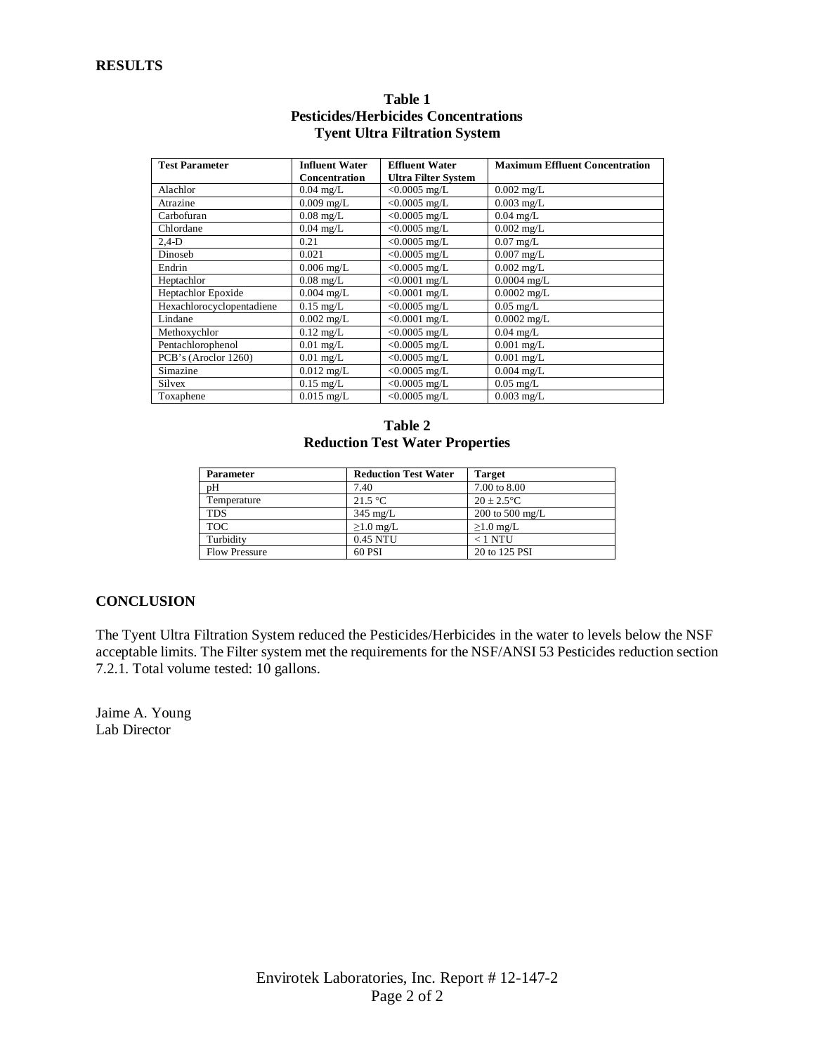## RESULTS

**Table 1**
**Pesticides/Herbicides Concentrations**
**Tyent Ultra Filtration System**

| Test Parameter | Influent Water Concentration | Effluent Water Ultra Filter System | Maximum Effluent Concentration |
|---|---|---|---|
| Alachlor | 0.04 mg/L | <0.0005 mg/L | 0.002 mg/L |
| Atrazine | 0.009 mg/L | <0.0005 mg/L | 0.003 mg/L |
| Carbofuran | 0.08 mg/L | <0.0005 mg/L | 0.04 mg/L |
| Chlordane | 0.04 mg/L | <0.0005 mg/L | 0.002 mg/L |
| 2,4-D | 0.21 | <0.0005 mg/L | 0.07 mg/L |
| Dinoseb | 0.021 | <0.0005 mg/L | 0.007 mg/L |
| Endrin | 0.006 mg/L | <0.0005 mg/L | 0.002 mg/L |
| Heptachlor | 0.08 mg/L | <0.0001 mg/L | 0.0004 mg/L |
| Heptachlor Epoxide | 0.004 mg/L | <0.0001 mg/L | 0.0002 mg/L |
| Hexachlorocyclopentadiene | 0.15 mg/L | <0.0005 mg/L | 0.05 mg/L |
| Lindane | 0.002 mg/L | <0.0001 mg/L | 0.0002 mg/L |
| Methoxychlor | 0.12 mg/L | <0.0005 mg/L | 0.04 mg/L |
| Pentachlorophenol | 0.01 mg/L | <0.0005 mg/L | 0.001 mg/L |
| PCB's (Aroclor 1260) | 0.01 mg/L | <0.0005 mg/L | 0.001 mg/L |
| Simazine | 0.012 mg/L | <0.0005 mg/L | 0.004 mg/L |
| Silvex | 0.15 mg/L | <0.0005 mg/L | 0.05 mg/L |
| Toxaphene | 0.015 mg/L | <0.0005 mg/L | 0.003 mg/L |

**Table 2**
**Reduction Test Water Properties**

| Parameter | Reduction Test Water | Target |
|---|---|---|
| pH | 7.40 | 7.00 to 8.00 |
| Temperature | 21.5 °C | 20 ± 2.5°C |
| TDS | 345 mg/L | 200 to 500 mg/L |
| TOC | ≥1.0 mg/L | ≥1.0 mg/L |
| Turbidity | 0.45 NTU | < 1 NTU |
| Flow Pressure | 60 PSI | 20 to 125 PSI |

## CONCLUSION

The Tyent Ultra Filtration System reduced the Pesticides/Herbicides in the water to levels below the NSF acceptable limits. The Filter system met the requirements for the NSF/ANSI 53 Pesticides reduction section 7.2.1. Total volume tested: 10 gallons.

Jaime A. Young
Lab Director

Envirotek Laboratories, Inc. Report # 12-147-2